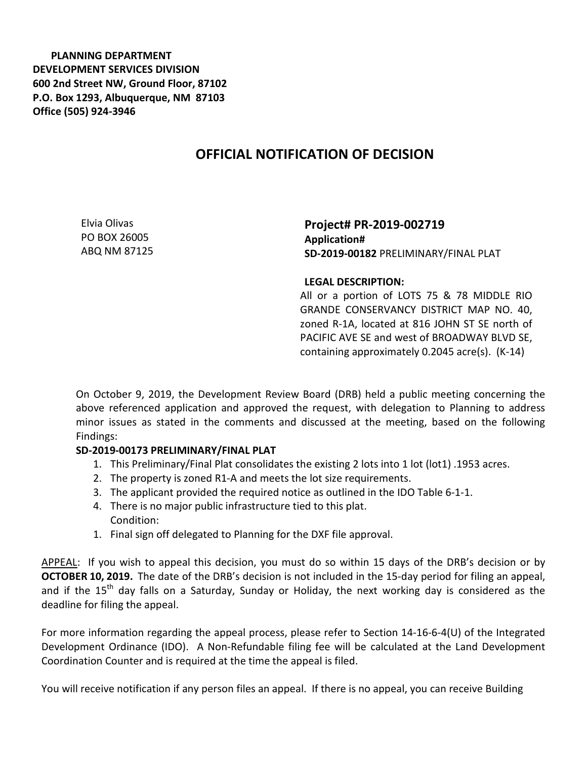**PLANNING DEPARTMENT**
**DEVELOPMENT SERVICES DIVISION**
**600 2nd Street NW, Ground Floor, 87102**
**P.O. Box 1293, Albuquerque, NM 87103**
**Office (505) 924-3946**

# OFFICIAL NOTIFICATION OF DECISION

Elvia Olivas
PO BOX 26005
ABQ NM 87125

**Project# PR-2019-002719**
**Application#**
**SD-2019-00182** PRELIMINARY/FINAL PLAT

**LEGAL DESCRIPTION:**
All or a portion of LOTS 75 & 78 MIDDLE RIO GRANDE CONSERVANCY DISTRICT MAP NO. 40, zoned R-1A, located at 816 JOHN ST SE north of PACIFIC AVE SE and west of BROADWAY BLVD SE, containing approximately 0.2045 acre(s). (K-14)

On October 9, 2019, the Development Review Board (DRB) held a public meeting concerning the above referenced application and approved the request, with delegation to Planning to address minor issues as stated in the comments and discussed at the meeting, based on the following Findings:

**SD-2019-00173 PRELIMINARY/FINAL PLAT**

1. This Preliminary/Final Plat consolidates the existing 2 lots into 1 lot (lot1) .1953 acres.
2. The property is zoned R1-A and meets the lot size requirements.
3. The applicant provided the required notice as outlined in the IDO Table 6-1-1.
4. There is no major public infrastructure tied to this plat.

Condition:

1. Final sign off delegated to Planning for the DXF file approval.

APPEAL: If you wish to appeal this decision, you must do so within 15 days of the DRB's decision or by **OCTOBER 10, 2019.** The date of the DRB's decision is not included in the 15-day period for filing an appeal, and if the 15th day falls on a Saturday, Sunday or Holiday, the next working day is considered as the deadline for filing the appeal.

For more information regarding the appeal process, please refer to Section 14-16-6-4(U) of the Integrated Development Ordinance (IDO). A Non-Refundable filing fee will be calculated at the Land Development Coordination Counter and is required at the time the appeal is filed.

You will receive notification if any person files an appeal. If there is no appeal, you can receive Building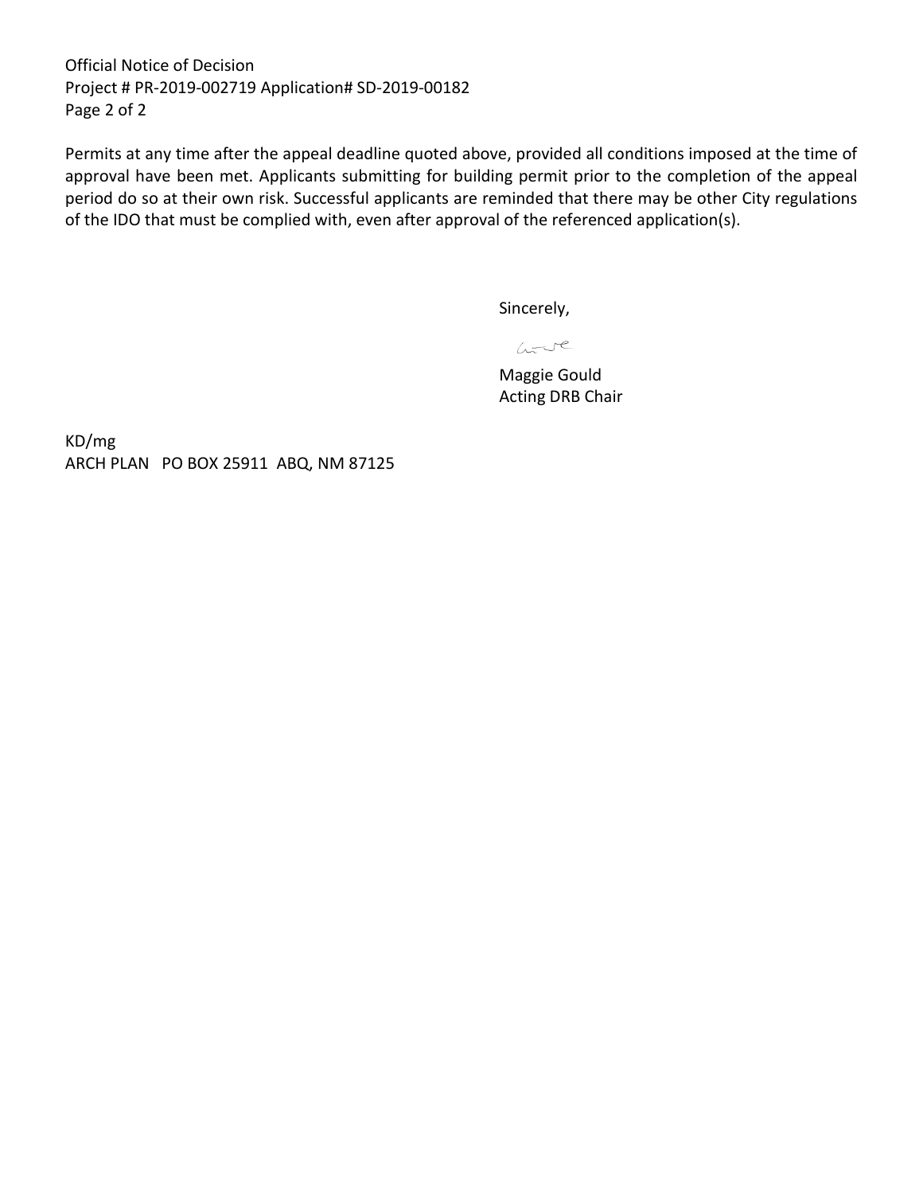Permits at any time after the appeal deadline quoted above, provided all conditions imposed at the time of approval have been met. Applicants submitting for building permit prior to the completion of the appeal period do so at their own risk. Successful applicants are reminded that there may be other City regulations of the IDO that must be complied with, even after approval of the referenced application(s).

Sincerely,

Maggie Gould
Acting DRB Chair

KD/mg
ARCH PLAN PO BOX 25911 ABQ, NM 87125